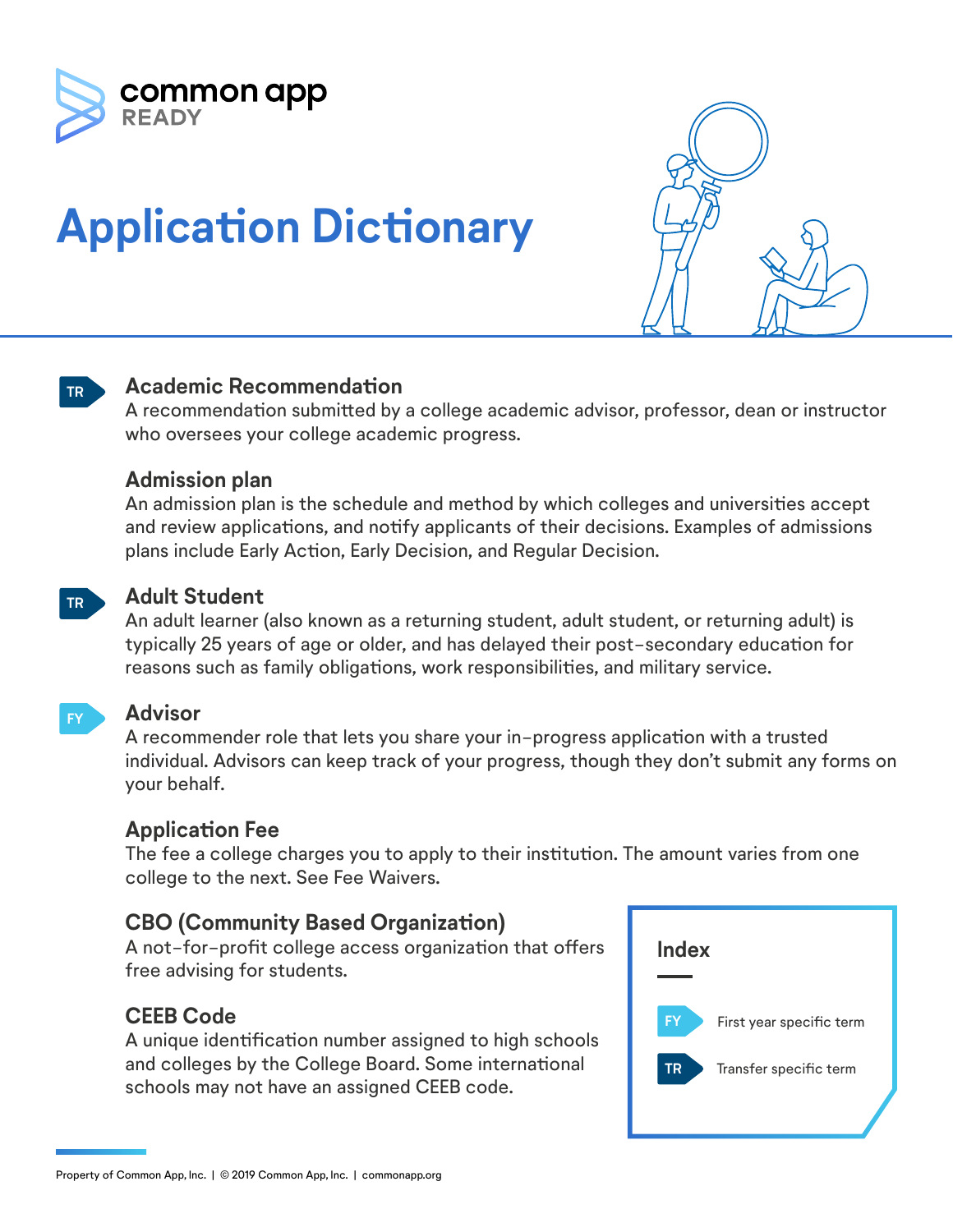common app
READY

# Application Dictionary

## Academic Recommendation

TR

A recommendation submitted by a college academic advisor, professor, dean or instructor who oversees your college academic progress.

## Admission plan

An admission plan is the schedule and method by which colleges and universities accept and review applications, and notify applicants of their decisions. Examples of admissions plans include Early Action, Early Decision, and Regular Decision.

## Adult Student

TR

An adult learner (also known as a returning student, adult student, or returning adult) is typically 25 years of age or older, and has delayed their post-secondary education for reasons such as family obligations, work responsibilities, and military service.

## Advisor

FY

A recommender role that lets you share your in-progress application with a trusted individual. Advisors can keep track of your progress, though they don't submit any forms on your behalf.

## Application Fee

The fee a college charges you to apply to their institution. The amount varies from one college to the next. See Fee Waivers.

## CBO (Community Based Organization)

A not-for-profit college access organization that offers free advising for students.

## CEEB Code

A unique identification number assigned to high schools and colleges by the College Board. Some international schools may not have an assigned CEEB code.

### Index

- FY — First year specific term
- TR — Transfer specific term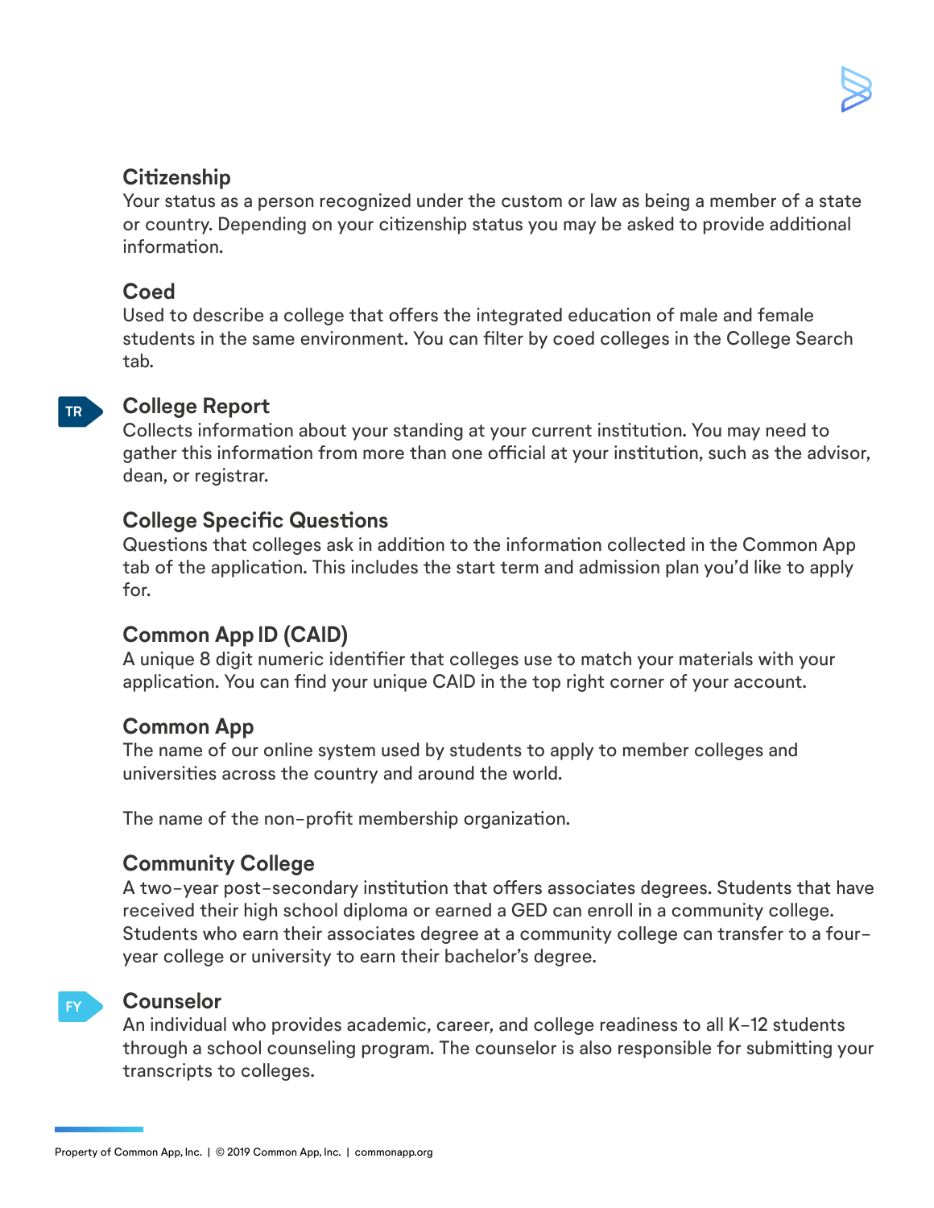### Citizenship

Your status as a person recognized under the custom or law as being a member of a state or country. Depending on your citizenship status you may be asked to provide additional information.

### Coed

Used to describe a college that offers the integrated education of male and female students in the same environment. You can filter by coed colleges in the College Search tab.

### College Report

TR

Collects information about your standing at your current institution. You may need to gather this information from more than one official at your institution, such as the advisor, dean, or registrar.

### College Specific Questions

Questions that colleges ask in addition to the information collected in the Common App tab of the application. This includes the start term and admission plan you'd like to apply for.

### Common App ID (CAID)

A unique 8 digit numeric identifier that colleges use to match your materials with your application. You can find your unique CAID in the top right corner of your account.

### Common App

The name of our online system used by students to apply to member colleges and universities across the country and around the world.

The name of the non-profit membership organization.

### Community College

A two-year post-secondary institution that offers associates degrees. Students that have received their high school diploma or earned a GED can enroll in a community college. Students who earn their associates degree at a community college can transfer to a four-year college or university to earn their bachelor's degree.

### Counselor

FY

An individual who provides academic, career, and college readiness to all K-12 students through a school counseling program. The counselor is also responsible for submitting your transcripts to colleges.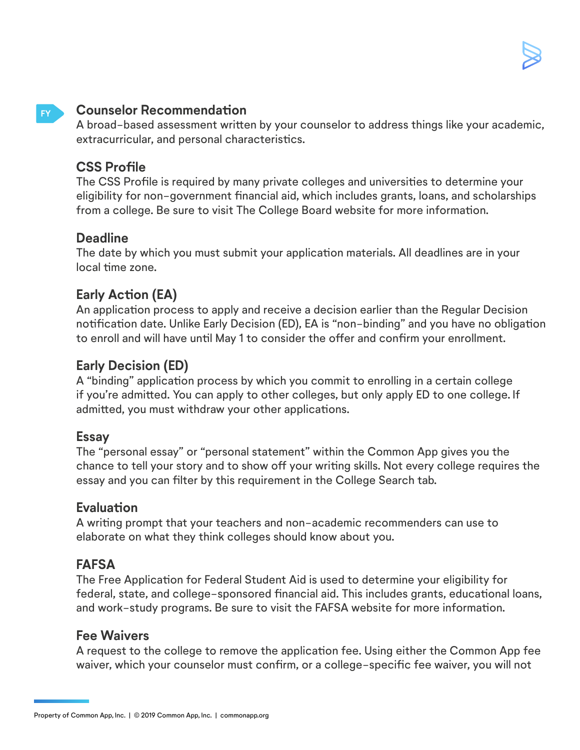FY

### Counselor Recommendation
A broad-based assessment written by your counselor to address things like your academic, extracurricular, and personal characteristics.

### CSS Profile
The CSS Profile is required by many private colleges and universities to determine your eligibility for non-government financial aid, which includes grants, loans, and scholarships from a college. Be sure to visit The College Board website for more information.

### Deadline
The date by which you must submit your application materials. All deadlines are in your local time zone.

### Early Action (EA)
An application process to apply and receive a decision earlier than the Regular Decision notification date. Unlike Early Decision (ED), EA is "non-binding" and you have no obligation to enroll and will have until May 1 to consider the offer and confirm your enrollment.

### Early Decision (ED)
A "binding" application process by which you commit to enrolling in a certain college if you're admitted. You can apply to other colleges, but only apply ED to one college. If admitted, you must withdraw your other applications.

### Essay
The "personal essay" or "personal statement" within the Common App gives you the chance to tell your story and to show off your writing skills. Not every college requires the essay and you can filter by this requirement in the College Search tab.

### Evaluation
A writing prompt that your teachers and non-academic recommenders can use to elaborate on what they think colleges should know about you.

### FAFSA
The Free Application for Federal Student Aid is used to determine your eligibility for federal, state, and college-sponsored financial aid. This includes grants, educational loans, and work-study programs. Be sure to visit the FAFSA website for more information.

### Fee Waivers
A request to the college to remove the application fee. Using either the Common App fee waiver, which your counselor must confirm, or a college-specific fee waiver, you will not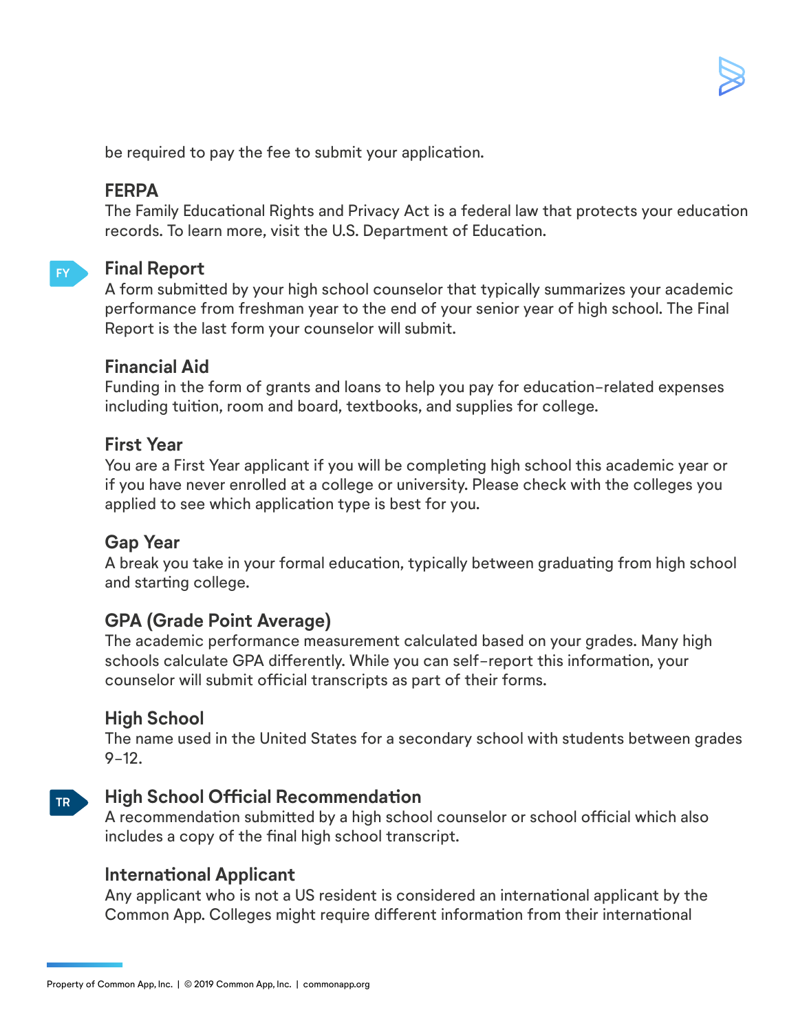be required to pay the fee to submit your application.

### FERPA

The Family Educational Rights and Privacy Act is a federal law that protects your education records. To learn more, visit the U.S. Department of Education.

### Final Report

FY

A form submitted by your high school counselor that typically summarizes your academic performance from freshman year to the end of your senior year of high school. The Final Report is the last form your counselor will submit.

### Financial Aid

Funding in the form of grants and loans to help you pay for education-related expenses including tuition, room and board, textbooks, and supplies for college.

### First Year

You are a First Year applicant if you will be completing high school this academic year or if you have never enrolled at a college or university. Please check with the colleges you applied to see which application type is best for you.

### Gap Year

A break you take in your formal education, typically between graduating from high school and starting college.

### GPA (Grade Point Average)

The academic performance measurement calculated based on your grades. Many high schools calculate GPA differently. While you can self-report this information, your counselor will submit official transcripts as part of their forms.

### High School

The name used in the United States for a secondary school with students between grades 9-12.

### High School Official Recommendation

TR

A recommendation submitted by a high school counselor or school official which also includes a copy of the final high school transcript.

### International Applicant

Any applicant who is not a US resident is considered an international applicant by the Common App. Colleges might require different information from their international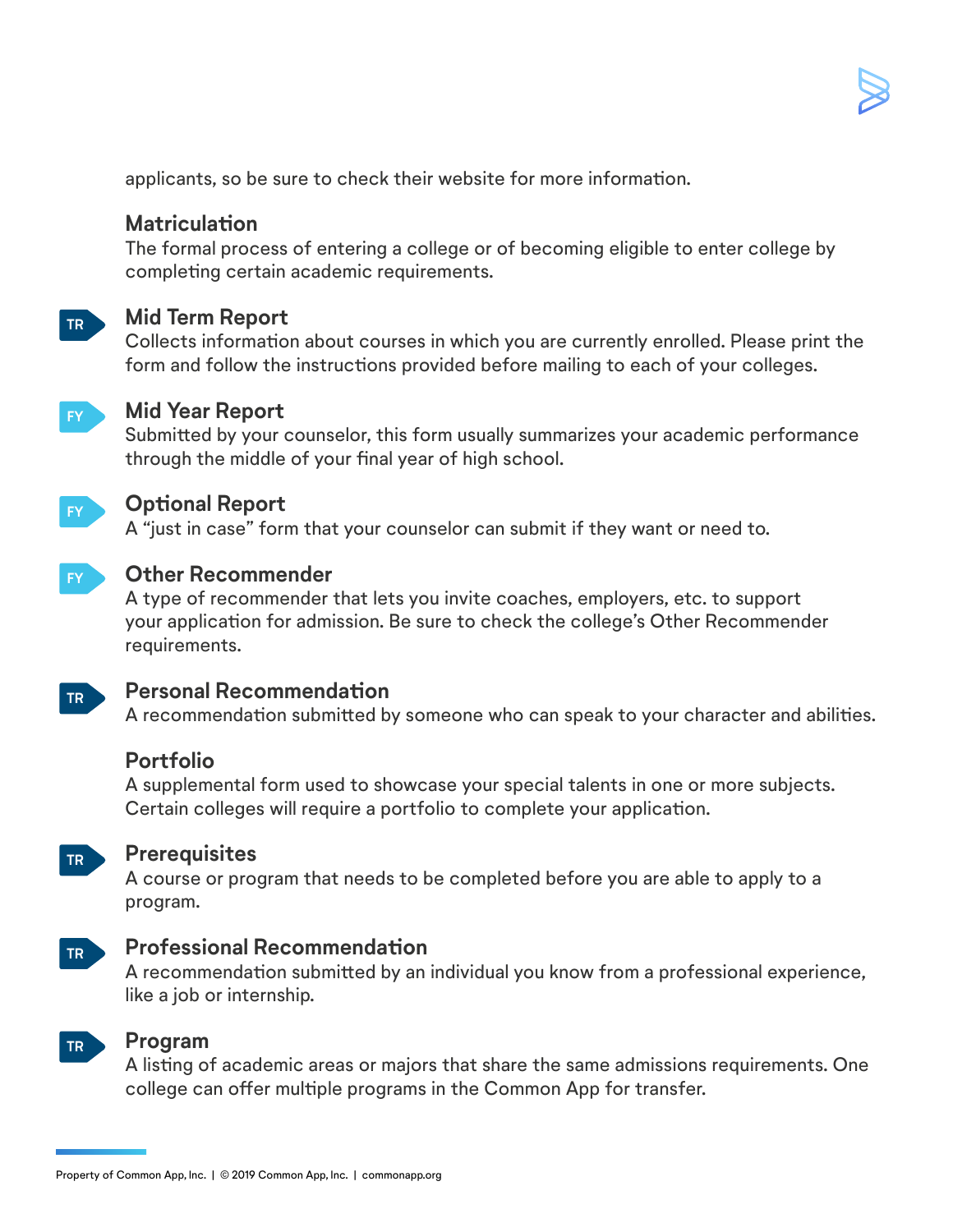applicants, so be sure to check their website for more information.

### Matriculation

The formal process of entering a college or of becoming eligible to enter college by completing certain academic requirements.

### TR Mid Term Report

Collects information about courses in which you are currently enrolled. Please print the form and follow the instructions provided before mailing to each of your colleges.

### FY Mid Year Report

Submitted by your counselor, this form usually summarizes your academic performance through the middle of your final year of high school.

### FY Optional Report

A "just in case" form that your counselor can submit if they want or need to.

### FY Other Recommender

A type of recommender that lets you invite coaches, employers, etc. to support your application for admission. Be sure to check the college's Other Recommender requirements.

### TR Personal Recommendation

A recommendation submitted by someone who can speak to your character and abilities.

### Portfolio

A supplemental form used to showcase your special talents in one or more subjects. Certain colleges will require a portfolio to complete your application.

### TR Prerequisites

A course or program that needs to be completed before you are able to apply to a program.

### TR Professional Recommendation

A recommendation submitted by an individual you know from a professional experience, like a job or internship.

### TR Program

A listing of academic areas or majors that share the same admissions requirements. One college can offer multiple programs in the Common App for transfer.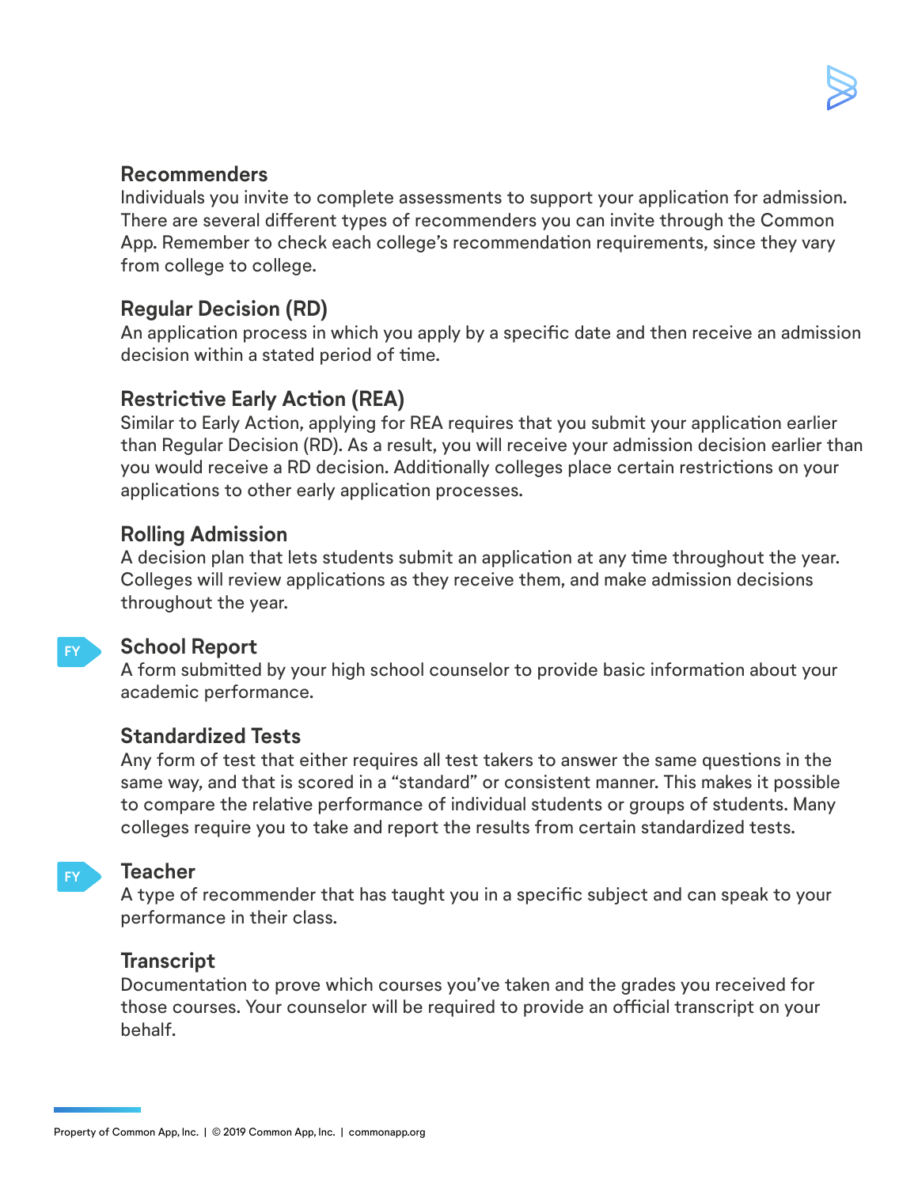### Recommenders

Individuals you invite to complete assessments to support your application for admission. There are several different types of recommenders you can invite through the Common App. Remember to check each college's recommendation requirements, since they vary from college to college.

### Regular Decision (RD)

An application process in which you apply by a specific date and then receive an admission decision within a stated period of time.

### Restrictive Early Action (REA)

Similar to Early Action, applying for REA requires that you submit your application earlier than Regular Decision (RD). As a result, you will receive your admission decision earlier than you would receive a RD decision. Additionally colleges place certain restrictions on your applications to other early application processes.

### Rolling Admission

A decision plan that lets students submit an application at any time throughout the year. Colleges will review applications as they receive them, and make admission decisions throughout the year.

FY

### School Report

A form submitted by your high school counselor to provide basic information about your academic performance.

### Standardized Tests

Any form of test that either requires all test takers to answer the same questions in the same way, and that is scored in a "standard" or consistent manner. This makes it possible to compare the relative performance of individual students or groups of students. Many colleges require you to take and report the results from certain standardized tests.

FY

### Teacher

A type of recommender that has taught you in a specific subject and can speak to your performance in their class.

### Transcript

Documentation to prove which courses you've taken and the grades you received for those courses. Your counselor will be required to provide an official transcript on your behalf.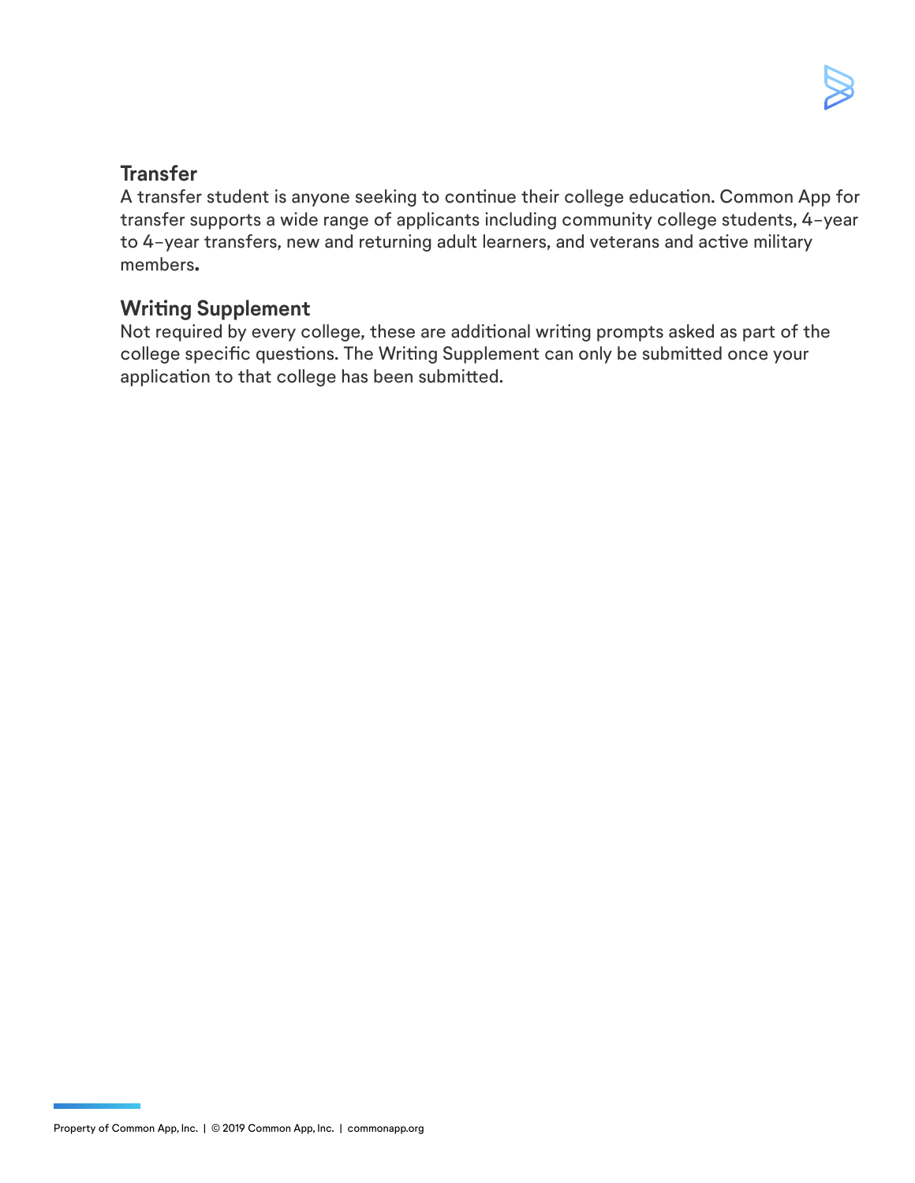### Transfer

A transfer student is anyone seeking to continue their college education. Common App for transfer supports a wide range of applicants including community college students, 4-year to 4-year transfers, new and returning adult learners, and veterans and active military members**.**

### Writing Supplement

Not required by every college, these are additional writing prompts asked as part of the college specific questions. The Writing Supplement can only be submitted once your application to that college has been submitted.